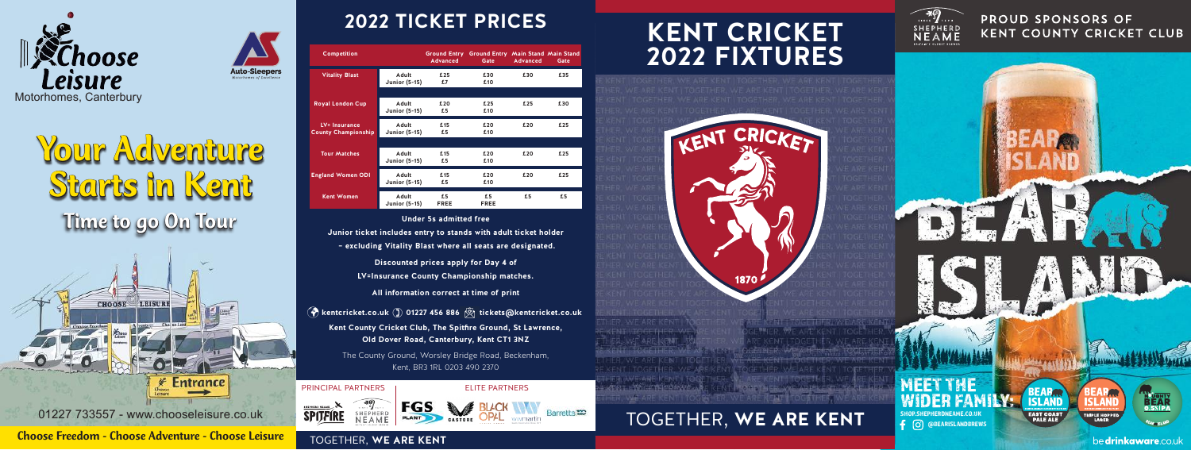Choose Leisure Motorhomes, Canterbury

Auto-Sleepers Motorhomes of Excellence

# Your Adventure Starts in Kent

## Time to go On Tour

01227 733557 - www.chooseleisure.co.uk

**Choose Freedom - Choose Adventure - Choose Leisure**

# 2022 TICKET PRICES

| Competition | | Ground Entry Advanced | Ground Entry Gate | Main Stand Advanced | Main Stand Gate |
|---|---|---|---|---|---|
| Vitality Blast | Adult | £25 | £30 | £30 | £35 |
| | Junior (5-15) | £7 | £10 | | |
| Royal London Cup | Adult | £20 | £25 | £25 | £30 |
| | Junior (5-15) | £5 | £10 | | |
| LV= Insurance County Championship | Adult | £15 | £20 | £20 | £25 |
| | Junior (5-15) | £5 | £10 | | |
| Tour Matches | Adult | £15 | £20 | £20 | £25 |
| | Junior (5-15) | £5 | £10 | | |
| England Women ODI | Adult | £15 | £20 | £20 | £25 |
| | Junior (5-15) | £5 | £10 | | |
| Kent Women | Adult | £5 | £5 | £5 | £5 |
| | Junior (5-15) | FREE | FREE | | |

**Under 5s admitted free**

**Junior ticket includes entry to stands with adult ticket holder – excluding Vitality Blast where all seats are designated.**

**Discounted prices apply for Day 4 of LV=Insurance County Championship matches.**

**All information correct at time of print**

**kentcricket.co.uk 01227 456 886 tickets@kentcricket.co.uk**

**Kent County Cricket Club, The Spitfire Ground, St Lawrence, Old Dover Road, Canterbury, Kent CT1 3NZ**

The County Ground, Worsley Bridge Road, Beckenham, Kent, BR3 1RL 0203 490 2370

PRINCIPAL PARTNERS: Spitfire, Shepherd Neame

ELITE PARTNERS: FGS Plant, Castore, Black Opal, Barretts

TOGETHER, **WE ARE KENT**

# KENT CRICKET 2022 FIXTURES

KENT CRICKET 1870

TOGETHER, **WE ARE KENT**

Shepherd Neame

## PROUD SPONSORS OF KENT COUNTY CRICKET CLUB

BEAR ISLAND

MEET THE WIDER FAMILY: SHOP.SHEPHERDNEAME.CO.UK

@BEARISLANDBREWS

East Coast Pale Ale · Triple Hopped Lager · Mighty Bear IPA

bedrinkaware.co.uk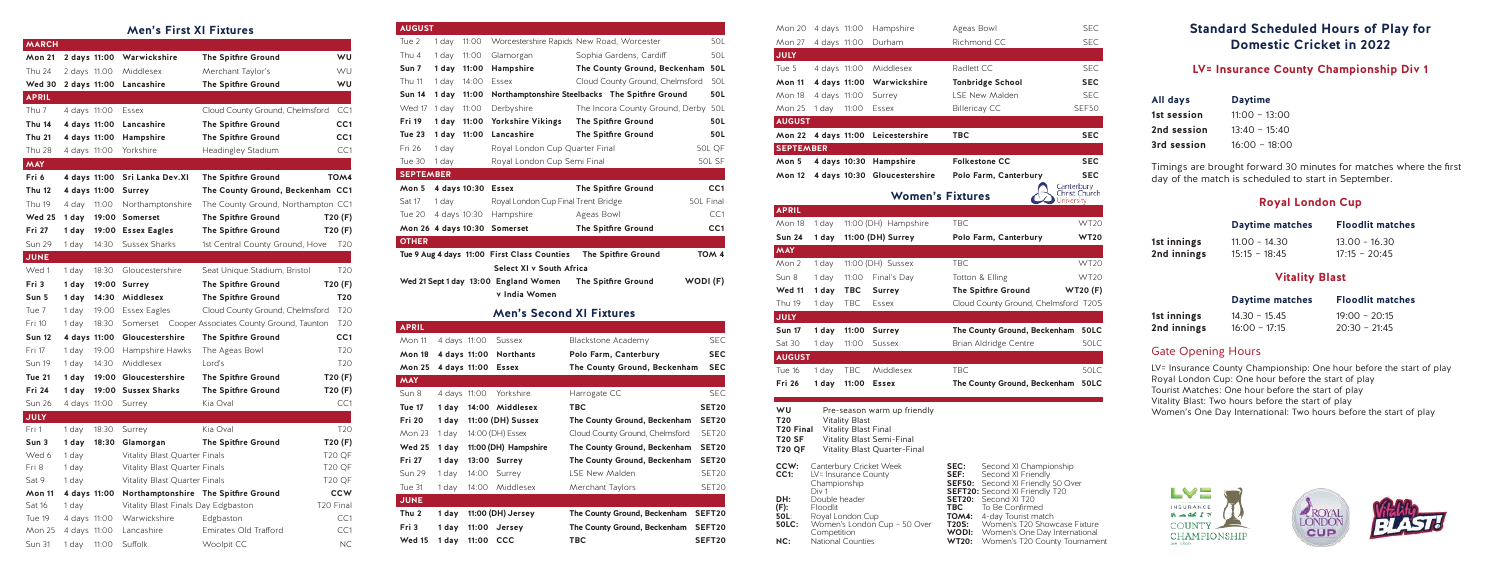## Men's First XI Fixtures

| | | | | | |
|---|---|---|---|---|---|
| **MARCH** | | | | | |
| **Mon 21** | **2 days** | **11:00** | **Warwickshire** | **The Spitfire Ground** | **WU** |
| Thu 24 | 2 days | 11:00 | Middlesex | Merchant Taylor's | WU |
| **Wed 30** | **2 days** | **11:00** | **Lancashire** | **The Spitfire Ground** | **WU** |
| **APRIL** | | | | | |
| Thu 7 | 4 days | 11:00 | Essex | Cloud County Ground, Chelmsford | CC1 |
| **Thu 14** | **4 days** | **11:00** | **Lancashire** | **The Spitfire Ground** | **CC1** |
| **Thu 21** | **4 days** | **11:00** | **Hampshire** | **The Spitfire Ground** | **CC1** |
| Thu 28 | 4 days | 11:00 | Yorkshire | Headingley Stadium | CC1 |
| **MAY** | | | | | |
| **Fri 6** | **4 days** | **11:00** | **Sri Lanka Dev.XI** | **The Spitfire Ground** | **TOM4** |
| **Thu 12** | **4 days** | **11:00** | **Surrey** | **The County Ground, Beckenham** | **CC1** |
| Thu 19 | 4 day | 11:00 | Northamptonshire | The County Ground, Northampton | CC1 |
| **Wed 25** | **1 day** | **19:00** | **Somerset** | **The Spitfire Ground** | **T20 (F)** |
| **Fri 27** | **1 day** | **19:00** | **Essex Eagles** | **The Spitfire Ground** | **T20 (F)** |
| Sun 29 | 1 day | 14:30 | Sussex Sharks | 1st Central County Ground, Hove | T20 |
| **JUNE** | | | | | |
| Wed 1 | 1 day | 18:30 | Gloucestershire | Seat Unique Stadium, Bristol | T20 |
| **Fri 3** | **1 day** | **19:00** | **Surrey** | **The Spitfire Ground** | **T20 (F)** |
| **Sun 5** | **1 day** | **14:30** | **Middlesex** | **The Spitfire Ground** | **T20** |
| Tue 7 | 1 day | 19:00 | Essex Eagles | Cloud County Ground, Chelmsford | T20 |
| Fri 10 | 1 day | 18:30 | Somerset | Cooper Associates County Ground, Taunton | T20 |
| **Sun 12** | **4 days** | **11:00** | **Gloucestershire** | **The Spitfire Ground** | **CC1** |
| Fri 17 | 1 day | 19:00 | Hampshire Hawks | The Ageas Bowl | T20 |
| Sun 19 | 1 day | 14:30 | Middlesex | Lord's | T20 |
| **Tue 21** | **1 day** | **19:00** | **Gloucestershire** | **The Spitfire Ground** | **T20 (F)** |
| **Fri 24** | **1 day** | **19:00** | **Sussex Sharks** | **The Spitfire Ground** | **T20 (F)** |
| Sun 26 | 4 days | 11:00 | Surrey | Kia Oval | CC1 |
| **JULY** | | | | | |
| Fri 1 | 1 day | 18:30 | Surrey | Kia Oval | T20 |
| **Sun 3** | **1 day** | **18:30** | **Glamorgan** | **The Spitfire Ground** | **T20 (F)** |
| Wed 6 | 1 day | | Vitality Blast Quarter Finals | | T20 QF |
| Fri 8 | 1 day | | Vitality Blast Quarter Finals | | T20 QF |
| Sat 9 | 1 day | | Vitality Blast Quarter Finals | | T20 QF |
| **Mon 11** | **4 days** | **11:00** | **Northamptonshire** | **The Spitfire Ground** | **CCW** |
| Sat 16 | 1 day | | Vitality Blast Finals Day Edgbaston | | T20 Final |
| Tue 19 | 4 days | 11:00 | Warwickshire | Edgbaston | CC1 |
| Mon 25 | 4 days | 11:00 | Lancashire | Emirates Old Trafford | CC1 |
| Sun 31 | 1 day | 11:00 | Suffolk | Woolpit CC | NC |
| **AUGUST** | | | | | |
| Tue 2 | 1 day | 11:00 | Worcestershire Rapids | New Road, Worcester | 50L |
| Thu 4 | 1 day | 11:00 | Glamorgan | Sophia Gardens, Cardiff | 50L |
| **Sun 7** | **1 day** | **11:00** | **Hampshire** | **The County Ground, Beckenham** | **50L** |
| Thu 11 | 1 day | 14:00 | Essex | Cloud County Ground, Chelmsford | 50L |
| **Sun 14** | **1 day** | **11:00** | **Northamptonshire Steelbacks** | **The Spitfire Ground** | **50L** |
| Wed 17 | 1 day | 11:00 | Derbyshire | The Incora County Ground, Derby | 50L |
| **Fri 19** | **1 day** | **11:00** | **Yorkshire Vikings** | **The Spitfire Ground** | **50L** |
| **Tue 23** | **1 day** | **11:00** | **Lancashire** | **The Spitfire Ground** | **50L** |
| Fri 26 | 1 day | | Royal London Cup Quarter Final | | 50L QF |
| Tue 30 | 1 day | | Royal London Cup Semi Final | | 50L SF |
| **SEPTEMBER** | | | | | |
| **Mon 5** | **4 days** | **10:30** | **Essex** | **The Spitfire Ground** | **CC1** |
| Sat 17 | 1 day | | Royal London Cup Final Trent Bridge | | 50L Final |
| Tue 20 | 4 days | 10:30 | Hampshire | Ageas Bowl | CC1 |
| **Mon 26** | **4 days** | **10:30** | **Somerset** | **The Spitfire Ground** | **CC1** |
| **OTHER** | | | | | |
| **Tue 9 Aug** | **4 days** | **11:00** | **First Class Counties Select XI v South Africa** | **The Spitfire Ground** | **TOM 4** |
| **Wed 21 Sept** | **1 day** | **13:00** | **England Women v India Women** | **The Spitfire Ground** | **WODI (F)** |

## Men's Second XI Fixtures

| | | | | | |
|---|---|---|---|---|---|
| **APRIL** | | | | | |
| Mon 11 | 4 days | 11:00 | Sussex | Blackstone Academy | SEC |
| **Mon 18** | **4 days** | **11:00** | **Northants** | **Polo Farm, Canterbury** | **SEC** |
| **Mon 25** | **4 days** | **11:00** | **Essex** | **The County Ground, Beckenham** | **SEC** |
| **MAY** | | | | | |
| Sun 8 | 4 days | 11:00 | Yorkshire | Harrogate CC | SEC |
| **Tue 17** | **1 day** | **14:00** | **Middlesex** | **TBC** | **SET20** |
| **Fri 20** | **1 day** | **11:00 (DH)** | **Sussex** | **The County Ground, Beckenham** | **SET20** |
| Mon 23 | 1 day | 14:00 (DH) | Essex | Cloud County Ground, Chelmsford | SET20 |
| **Wed 25** | **1 day** | **11:00 (DH)** | **Hampshire** | **The County Ground, Beckenham** | **SET20** |
| **Fri 27** | **1 day** | **13:00** | **Surrey** | **The County Ground, Beckenham** | **SET20** |
| Sun 29 | 1 day | 14:00 | Surrey | LSE New Malden | SET20 |
| Tue 31 | 1 day | 14:00 | Middlesex | Merchant Taylors | SET20 |
| **JUNE** | | | | | |
| **Thu 2** | **1 day** | **11:00 (DH)** | **Jersey** | **The County Ground, Beckenham** | **SEFT20** |
| **Fri 3** | **1 day** | **11:00** | **Jersey** | **The County Ground, Beckenham** | **SEFT20** |
| **Wed 15** | **1 day** | **11:00** | **CCC** | **TBC** | **SEFT20** |
| Mon 20 | 4 days | 11:00 | Hampshire | Ageas Bowl | SEC |
| Mon 27 | 4 days | 11:00 | Durham | Richmond CC | SEC |
| **JULY** | | | | | |
| Tue 5 | 4 days | 11:00 | Middlesex | Radlett CC | SEC |
| **Mon 11** | **4 days** | **11:00** | **Warwickshire** | **Tonbridge School** | **SEC** |
| Mon 18 | 4 days | 11:00 | Surrey | LSE New Malden | SEC |
| Mon 25 | 1 day | 11:00 | Essex | Billericay CC | SEF50 |
| **AUGUST** | | | | | |
| **Mon 22** | **4 days** | **11:00** | **Leicestershire** | **TBC** | **SEC** |
| **SEPTEMBER** | | | | | |
| **Mon 5** | **4 days** | **10:30** | **Hampshire** | **Folkestone CC** | **SEC** |
| **Mon 12** | **4 days** | **10:30** | **Gloucestershire** | **Polo Farm, Canterbury** | **SEC** |

## Women's Fixtures

Canterbury Christ Church University

| | | | | | |
|---|---|---|---|---|---|
| **APRIL** | | | | | |
| Mon 18 | 1 day | 11:00 (DH) | Hampshire | TBC | WT20 |
| **Sun 24** | **1 day** | **11:00 (DH)** | **Surrey** | **Polo Farm, Canterbury** | **WT20** |
| **MAY** | | | | | |
| Mon 2 | 1 day | 11:00 (DH) | Sussex | TBC | WT20 |
| Sun 8 | 1 day | 11:00 | Final's Day | Totton & Elling | WT20 |
| **Wed 11** | **1 day** | **TBC** | **Surrey** | **The Spitfire Ground** | **WT20 (F)** |
| Thu 19 | 1 day | TBC | Essex | Cloud County Ground, Chelmsford | T20S |
| **JULY** | | | | | |
| **Sun 17** | **1 day** | **11:00** | **Surrey** | **The County Ground, Beckenham** | **50LC** |
| Sat 30 | 1 day | 11:00 | Sussex | Brian Aldridge Centre | 50LC |
| **AUGUST** | | | | | |
| Tue 16 | 1 day | TBC | Middlesex | TBC | 50LC |
| **Fri 26** | **1 day** | **11:00** | **Essex** | **The County Ground, Beckenham** | **50LC** |

**WU** Pre-season warm up friendly
**T20** Vitality Blast
**T20 Final** Vitality Blast Final
**T20 SF** Vitality Blast Semi-Final
**T20 QF** Vitality Blast Quarter-Final

**CCW:** Canterbury Cricket Week
**CC1:** LV= Insurance County Championship Div 1
**DH:** Double header
**(F):** Floodlit
**50L** Royal London Cup
**50LC:** Women's London Cup – 50 Over Competition
**NC:** National Counties
**SEC:** Second XI Championship
**SEF:** Second XI Friendly
**SEF50:** Second XI Friendly 50 Over
**SEFT20:** Second XI Friendly T20
**SET20:** Second XI T20
**TBC** To Be Confirmed
**TOM4:** 4-day Tourist match
**T20S:** Women's T20 Showcase Fixture
**WODI:** Women's One Day International
**WT20:** Women's T20 County Tournament

## Standard Scheduled Hours of Play for Domestic Cricket in 2022

### LV= Insurance County Championship Div 1

| All days | Daytime |
|---|---|
| 1st session | 11:00 – 13:00 |
| 2nd session | 13:40 – 15:40 |
| 3rd session | 16:00 – 18:00 |

Timings are brought forward 30 minutes for matches where the first day of the match is scheduled to start in September.

### Royal London Cup

| | Daytime matches | Floodlit matches |
|---|---|---|
| 1st innings | 11.00 – 14.30 | 13.00 - 16.30 |
| 2nd innings | 15:15 – 18:45 | 17:15 – 20:45 |

### Vitality Blast

| | Daytime matches | Floodlit matches |
|---|---|---|
| 1st innings | 14.30 – 15.45 | 19:00 – 20:15 |
| 2nd innings | 16:00 – 17:15 | 20:30 – 21:45 |

### Gate Opening Hours

LV= Insurance County Championship: One hour before the start of play
Royal London Cup: One hour before the start of play
Tourist Matches: One hour before the start of play
Vitality Blast: Two hours before the start of play
Women's One Day International: Two hours before the start of play